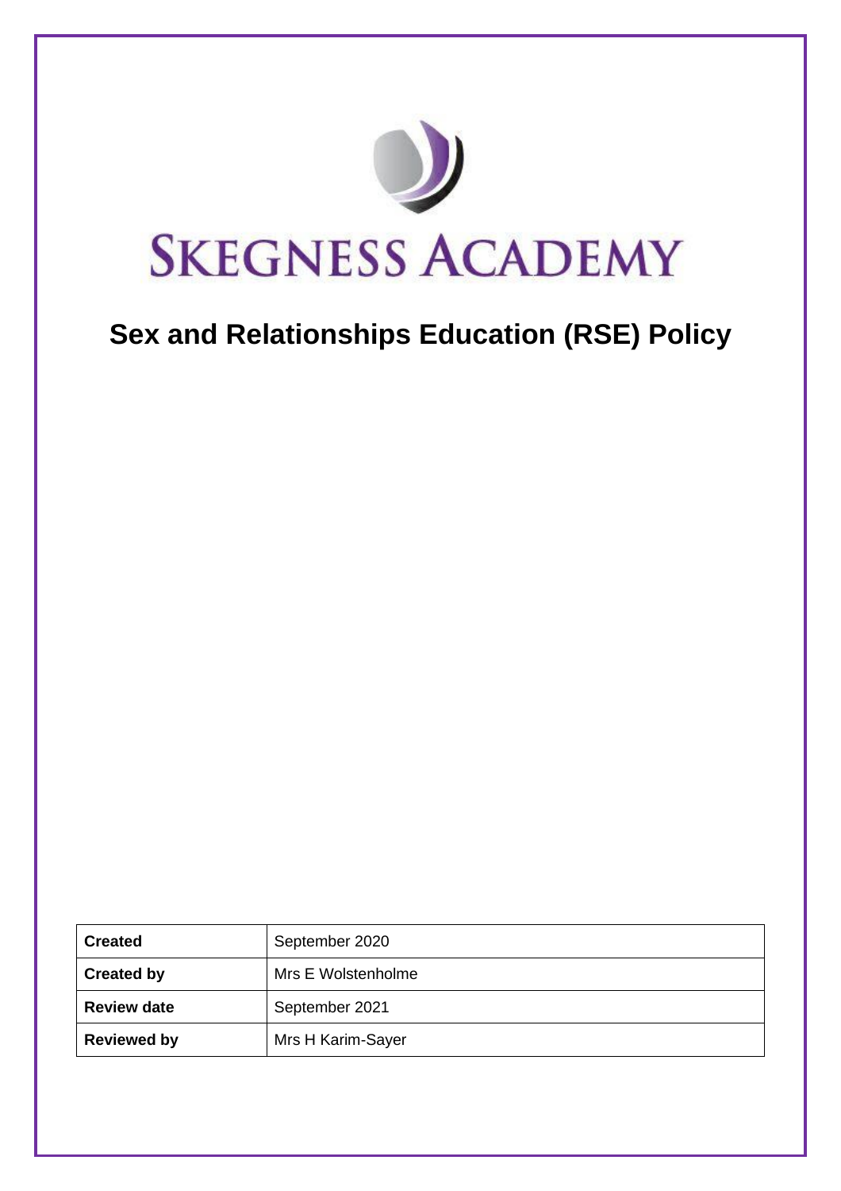# SKEGNESS ACADEMY

## Sex and Relationships Education (RSE) Policy

| Created | September 2020 |
| --- | --- |
| Created by | Mrs E Wolstenholme |
| Review date | September 2021 |
| Reviewed by | Mrs H Karim-Sayer |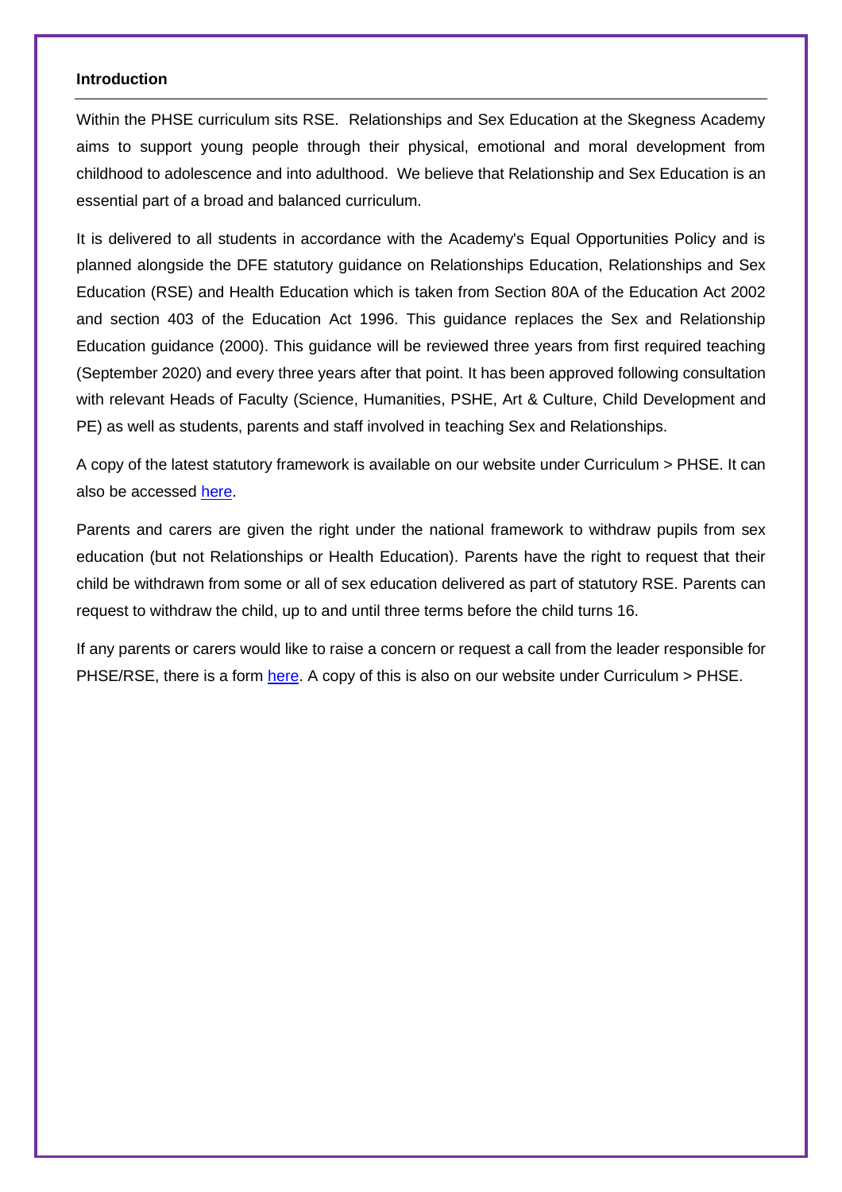## Introduction

Within the PHSE curriculum sits RSE. Relationships and Sex Education at the Skegness Academy aims to support young people through their physical, emotional and moral development from childhood to adolescence and into adulthood. We believe that Relationship and Sex Education is an essential part of a broad and balanced curriculum.

It is delivered to all students in accordance with the Academy's Equal Opportunities Policy and is planned alongside the DFE statutory guidance on Relationships Education, Relationships and Sex Education (RSE) and Health Education which is taken from Section 80A of the Education Act 2002 and section 403 of the Education Act 1996. This guidance replaces the Sex and Relationship Education guidance (2000). This guidance will be reviewed three years from first required teaching (September 2020) and every three years after that point. It has been approved following consultation with relevant Heads of Faculty (Science, Humanities, PSHE, Art & Culture, Child Development and PE) as well as students, parents and staff involved in teaching Sex and Relationships.

A copy of the latest statutory framework is available on our website under Curriculum > PHSE. It can also be accessed here.

Parents and carers are given the right under the national framework to withdraw pupils from sex education (but not Relationships or Health Education). Parents have the right to request that their child be withdrawn from some or all of sex education delivered as part of statutory RSE. Parents can request to withdraw the child, up to and until three terms before the child turns 16.

If any parents or carers would like to raise a concern or request a call from the leader responsible for PHSE/RSE, there is a form here. A copy of this is also on our website under Curriculum > PHSE.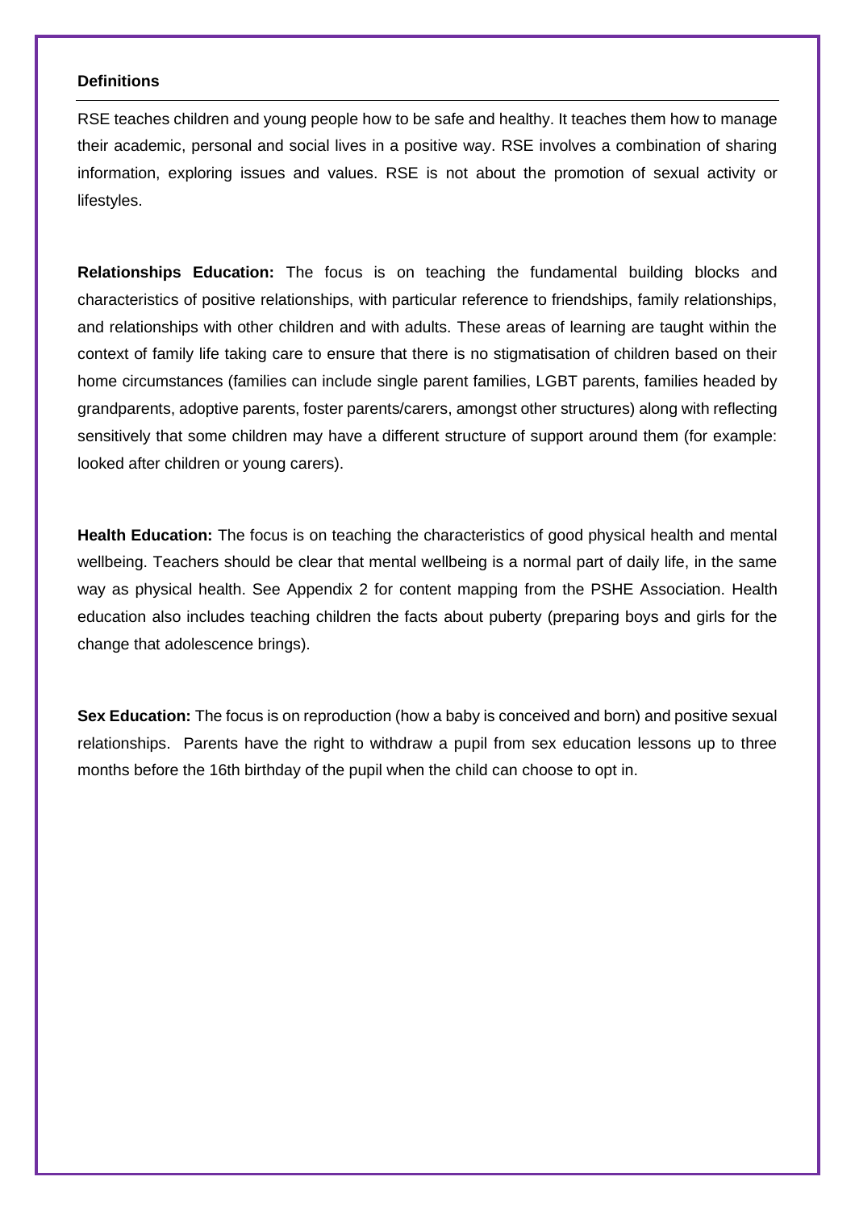## Definitions

RSE teaches children and young people how to be safe and healthy. It teaches them how to manage their academic, personal and social lives in a positive way. RSE involves a combination of sharing information, exploring issues and values. RSE is not about the promotion of sexual activity or lifestyles.

**Relationships Education:** The focus is on teaching the fundamental building blocks and characteristics of positive relationships, with particular reference to friendships, family relationships, and relationships with other children and with adults. These areas of learning are taught within the context of family life taking care to ensure that there is no stigmatisation of children based on their home circumstances (families can include single parent families, LGBT parents, families headed by grandparents, adoptive parents, foster parents/carers, amongst other structures) along with reflecting sensitively that some children may have a different structure of support around them (for example: looked after children or young carers).

**Health Education:** The focus is on teaching the characteristics of good physical health and mental wellbeing. Teachers should be clear that mental wellbeing is a normal part of daily life, in the same way as physical health. See Appendix 2 for content mapping from the PSHE Association. Health education also includes teaching children the facts about puberty (preparing boys and girls for the change that adolescence brings).

**Sex Education:** The focus is on reproduction (how a baby is conceived and born) and positive sexual relationships. Parents have the right to withdraw a pupil from sex education lessons up to three months before the 16th birthday of the pupil when the child can choose to opt in.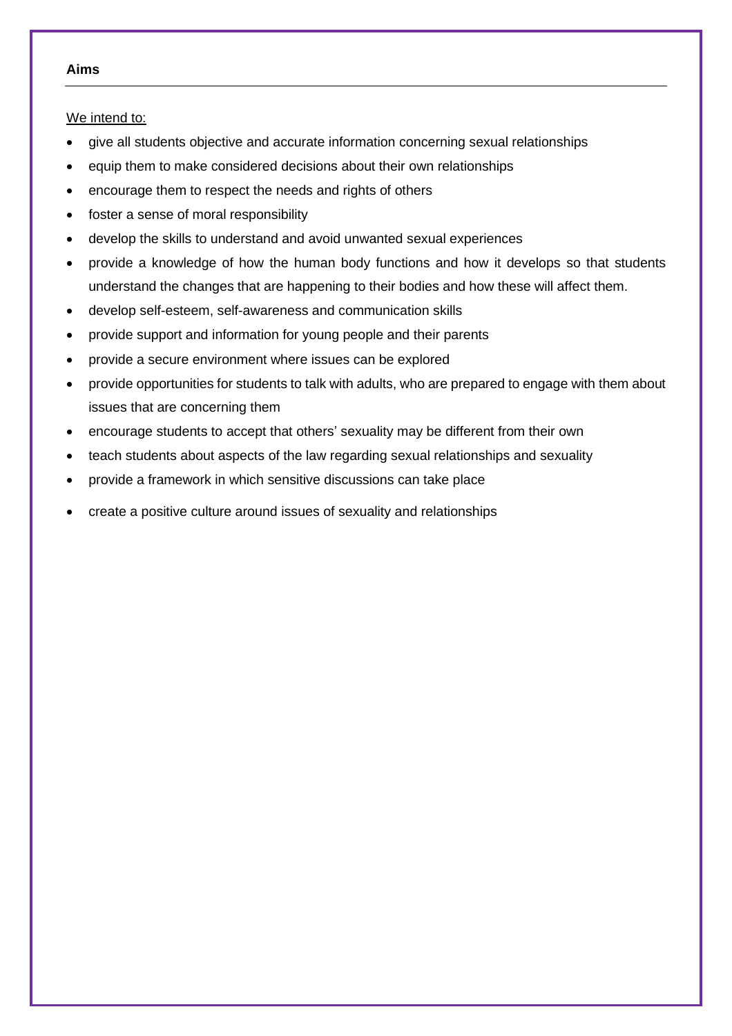**Aims**

<u>We intend to:</u>

- give all students objective and accurate information concerning sexual relationships
- equip them to make considered decisions about their own relationships
- encourage them to respect the needs and rights of others
- foster a sense of moral responsibility
- develop the skills to understand and avoid unwanted sexual experiences
- provide a knowledge of how the human body functions and how it develops so that students understand the changes that are happening to their bodies and how these will affect them.
- develop self-esteem, self-awareness and communication skills
- provide support and information for young people and their parents
- provide a secure environment where issues can be explored
- provide opportunities for students to talk with adults, who are prepared to engage with them about issues that are concerning them
- encourage students to accept that others' sexuality may be different from their own
- teach students about aspects of the law regarding sexual relationships and sexuality
- provide a framework in which sensitive discussions can take place
- create a positive culture around issues of sexuality and relationships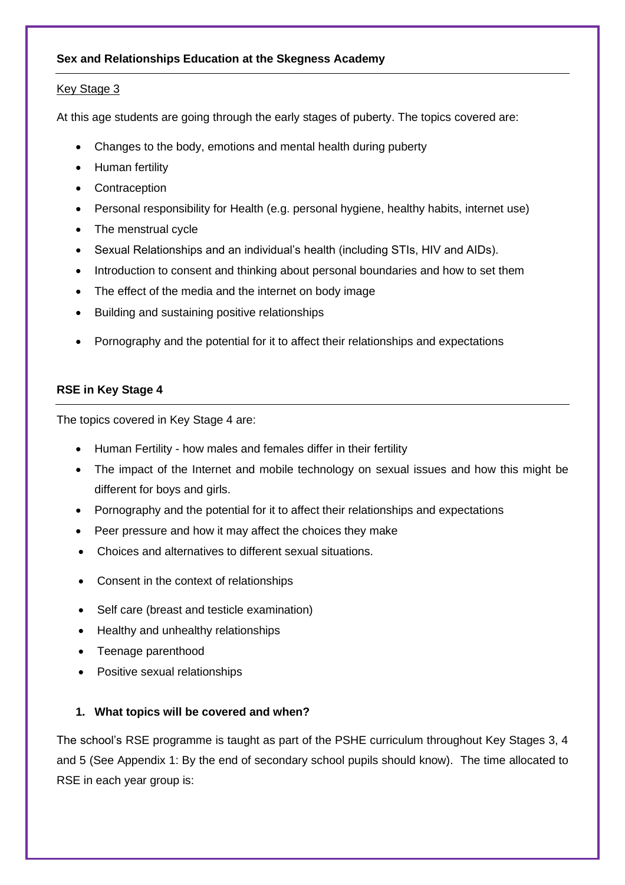**Sex and Relationships Education at the Skegness Academy**

Key Stage 3

At this age students are going through the early stages of puberty. The topics covered are:

- Changes to the body, emotions and mental health during puberty
- Human fertility
- Contraception
- Personal responsibility for Health (e.g. personal hygiene, healthy habits, internet use)
- The menstrual cycle
- Sexual Relationships and an individual's health (including STIs, HIV and AIDs).
- Introduction to consent and thinking about personal boundaries and how to set them
- The effect of the media and the internet on body image
- Building and sustaining positive relationships
- Pornography and the potential for it to affect their relationships and expectations

**RSE in Key Stage 4**

The topics covered in Key Stage 4 are:

- Human Fertility - how males and females differ in their fertility
- The impact of the Internet and mobile technology on sexual issues and how this might be different for boys and girls.
- Pornography and the potential for it to affect their relationships and expectations
- Peer pressure and how it may affect the choices they make
- Choices and alternatives to different sexual situations.
- Consent in the context of relationships
- Self care (breast and testicle examination)
- Healthy and unhealthy relationships
- Teenage parenthood
- Positive sexual relationships

1. **What topics will be covered and when?**

The school's RSE programme is taught as part of the PSHE curriculum throughout Key Stages 3, 4 and 5 (See Appendix 1: By the end of secondary school pupils should know). The time allocated to RSE in each year group is: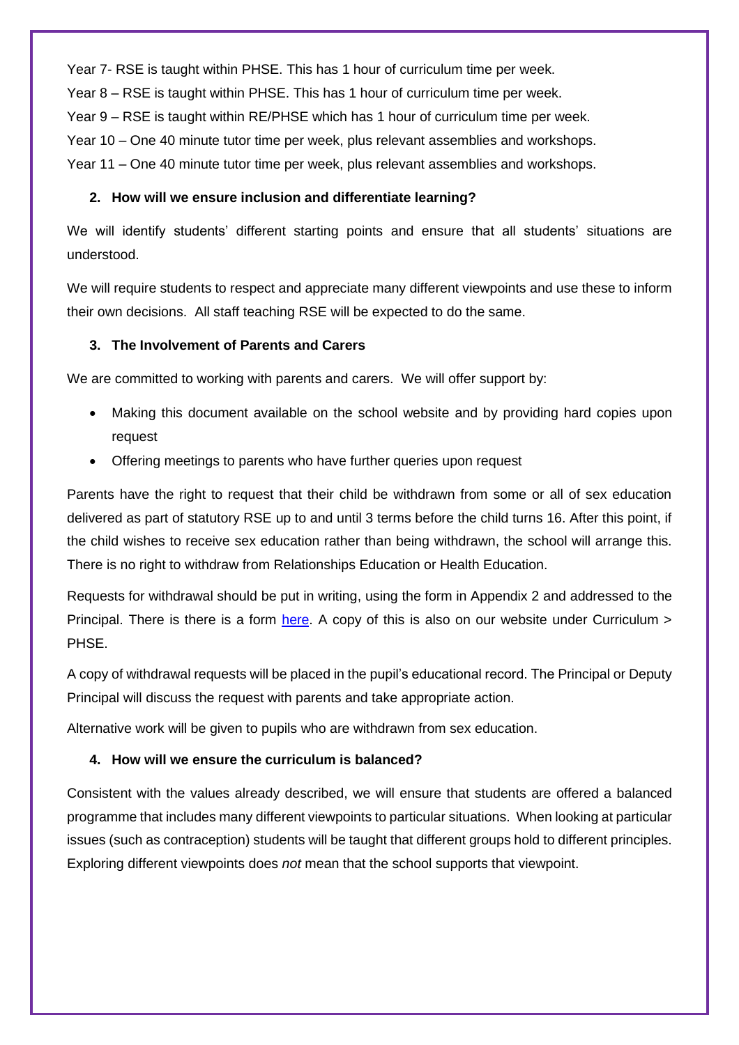Year 7- RSE is taught within PHSE. This has 1 hour of curriculum time per week.

Year 8 – RSE is taught within PHSE. This has 1 hour of curriculum time per week.

Year 9 – RSE is taught within RE/PHSE which has 1 hour of curriculum time per week.

Year 10 – One 40 minute tutor time per week, plus relevant assemblies and workshops.

Year 11 – One 40 minute tutor time per week, plus relevant assemblies and workshops.

### 2. How will we ensure inclusion and differentiate learning?

We will identify students' different starting points and ensure that all students' situations are understood.

We will require students to respect and appreciate many different viewpoints and use these to inform their own decisions. All staff teaching RSE will be expected to do the same.

### 3. The Involvement of Parents and Carers

We are committed to working with parents and carers. We will offer support by:

- Making this document available on the school website and by providing hard copies upon request
- Offering meetings to parents who have further queries upon request

Parents have the right to request that their child be withdrawn from some or all of sex education delivered as part of statutory RSE up to and until 3 terms before the child turns 16. After this point, if the child wishes to receive sex education rather than being withdrawn, the school will arrange this. There is no right to withdraw from Relationships Education or Health Education.

Requests for withdrawal should be put in writing, using the form in Appendix 2 and addressed to the Principal. There is there is a form here. A copy of this is also on our website under Curriculum > PHSE.

A copy of withdrawal requests will be placed in the pupil's educational record. The Principal or Deputy Principal will discuss the request with parents and take appropriate action.

Alternative work will be given to pupils who are withdrawn from sex education.

### 4. How will we ensure the curriculum is balanced?

Consistent with the values already described, we will ensure that students are offered a balanced programme that includes many different viewpoints to particular situations. When looking at particular issues (such as contraception) students will be taught that different groups hold to different principles. Exploring different viewpoints does *not* mean that the school supports that viewpoint.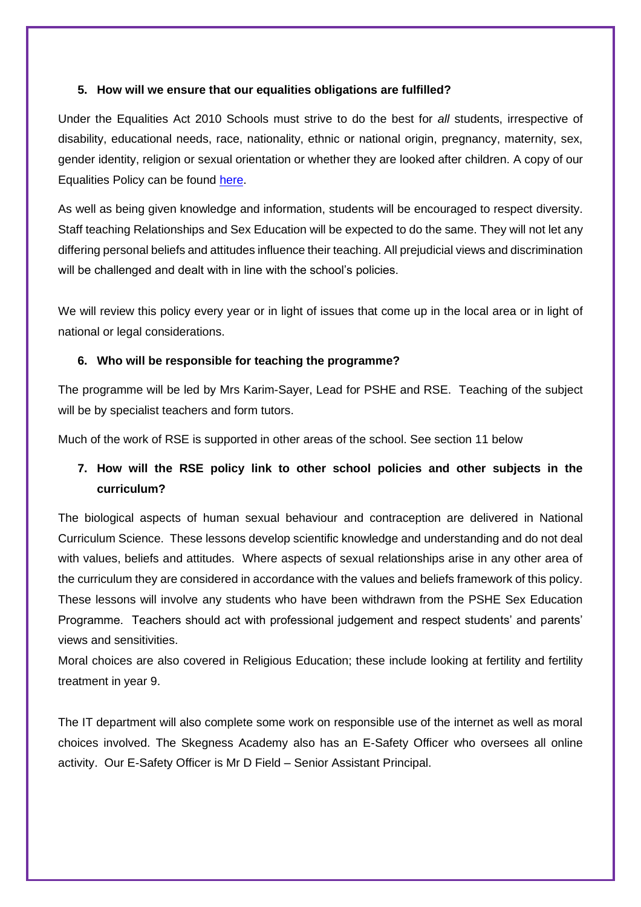## 5. How will we ensure that our equalities obligations are fulfilled?

Under the Equalities Act 2010 Schools must strive to do the best for *all* students, irrespective of disability, educational needs, race, nationality, ethnic or national origin, pregnancy, maternity, sex, gender identity, religion or sexual orientation or whether they are looked after children. A copy of our Equalities Policy can be found here.

As well as being given knowledge and information, students will be encouraged to respect diversity. Staff teaching Relationships and Sex Education will be expected to do the same. They will not let any differing personal beliefs and attitudes influence their teaching. All prejudicial views and discrimination will be challenged and dealt with in line with the school's policies.

We will review this policy every year or in light of issues that come up in the local area or in light of national or legal considerations.

## 6. Who will be responsible for teaching the programme?

The programme will be led by Mrs Karim-Sayer, Lead for PSHE and RSE. Teaching of the subject will be by specialist teachers and form tutors.

Much of the work of RSE is supported in other areas of the school. See section 11 below

## 7. How will the RSE policy link to other school policies and other subjects in the curriculum?

The biological aspects of human sexual behaviour and contraception are delivered in National Curriculum Science. These lessons develop scientific knowledge and understanding and do not deal with values, beliefs and attitudes. Where aspects of sexual relationships arise in any other area of the curriculum they are considered in accordance with the values and beliefs framework of this policy. These lessons will involve any students who have been withdrawn from the PSHE Sex Education Programme. Teachers should act with professional judgement and respect students' and parents' views and sensitivities.

Moral choices are also covered in Religious Education; these include looking at fertility and fertility treatment in year 9.

The IT department will also complete some work on responsible use of the internet as well as moral choices involved. The Skegness Academy also has an E-Safety Officer who oversees all online activity. Our E-Safety Officer is Mr D Field – Senior Assistant Principal.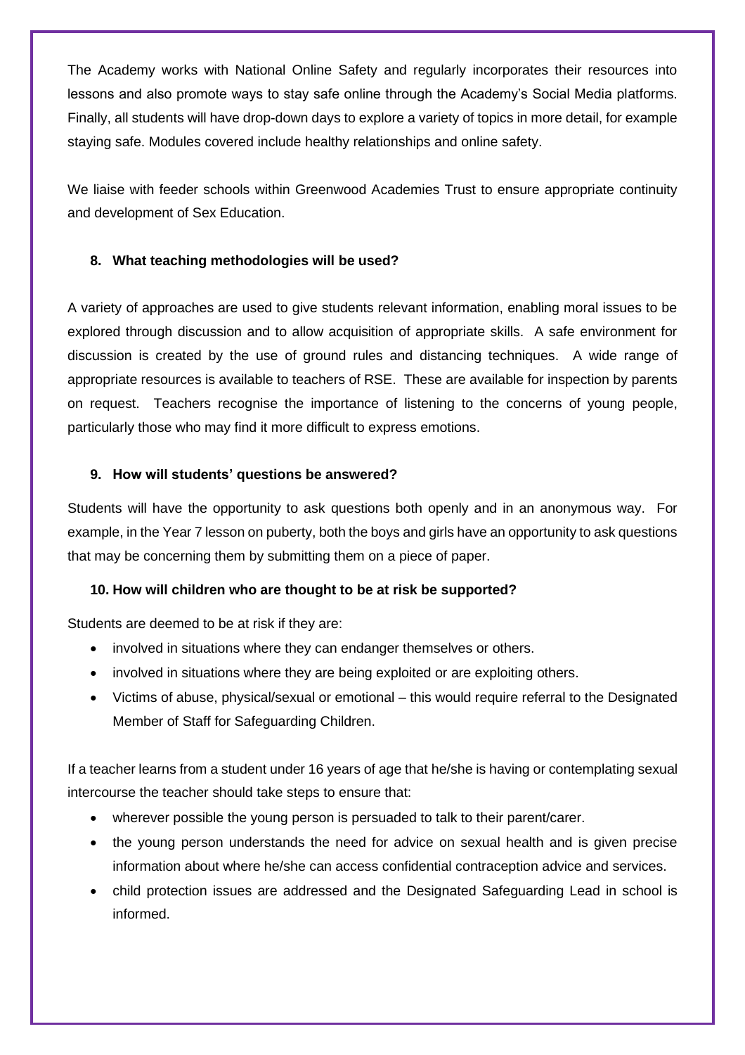The Academy works with National Online Safety and regularly incorporates their resources into lessons and also promote ways to stay safe online through the Academy's Social Media platforms. Finally, all students will have drop-down days to explore a variety of topics in more detail, for example staying safe. Modules covered include healthy relationships and online safety.

We liaise with feeder schools within Greenwood Academies Trust to ensure appropriate continuity and development of Sex Education.

### 8. What teaching methodologies will be used?

A variety of approaches are used to give students relevant information, enabling moral issues to be explored through discussion and to allow acquisition of appropriate skills. A safe environment for discussion is created by the use of ground rules and distancing techniques. A wide range of appropriate resources is available to teachers of RSE. These are available for inspection by parents on request. Teachers recognise the importance of listening to the concerns of young people, particularly those who may find it more difficult to express emotions.

### 9. How will students' questions be answered?

Students will have the opportunity to ask questions both openly and in an anonymous way. For example, in the Year 7 lesson on puberty, both the boys and girls have an opportunity to ask questions that may be concerning them by submitting them on a piece of paper.

### 10. How will children who are thought to be at risk be supported?

Students are deemed to be at risk if they are:

- involved in situations where they can endanger themselves or others.
- involved in situations where they are being exploited or are exploiting others.
- Victims of abuse, physical/sexual or emotional – this would require referral to the Designated Member of Staff for Safeguarding Children.

If a teacher learns from a student under 16 years of age that he/she is having or contemplating sexual intercourse the teacher should take steps to ensure that:

- wherever possible the young person is persuaded to talk to their parent/carer.
- the young person understands the need for advice on sexual health and is given precise information about where he/she can access confidential contraception advice and services.
- child protection issues are addressed and the Designated Safeguarding Lead in school is informed.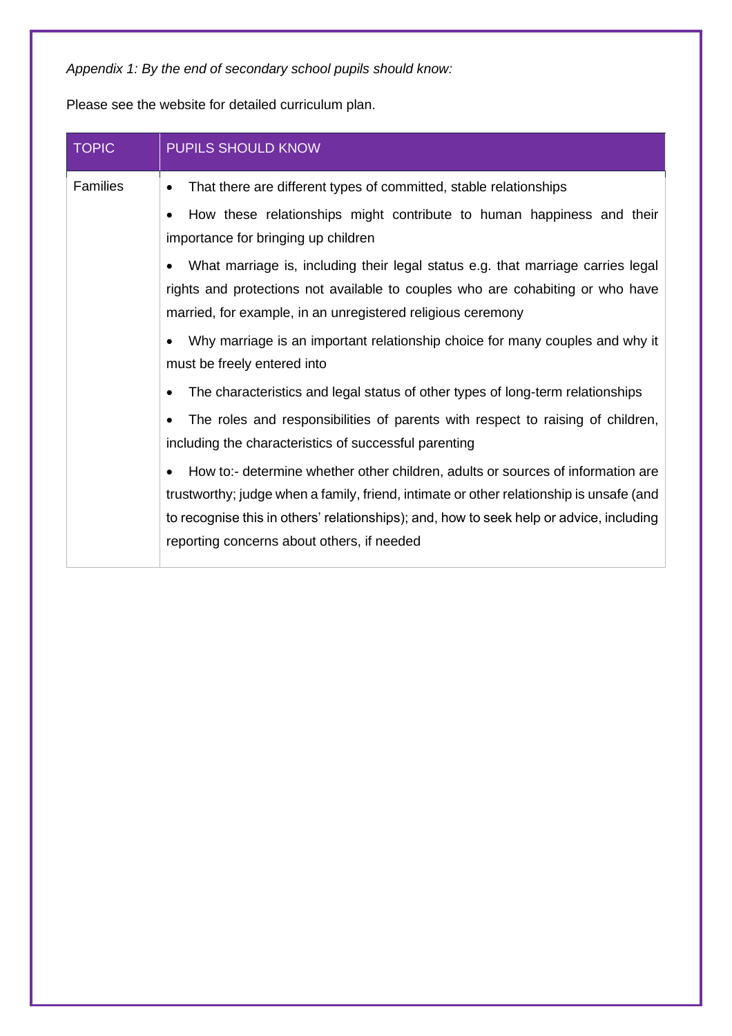*Appendix 1: By the end of secondary school pupils should know:*

Please see the website for detailed curriculum plan.

| TOPIC | PUPILS SHOULD KNOW |
|---|---|
| Families | • That there are different types of committed, stable relationships<br>• How these relationships might contribute to human happiness and their importance for bringing up children<br>• What marriage is, including their legal status e.g. that marriage carries legal rights and protections not available to couples who are cohabiting or who have married, for example, in an unregistered religious ceremony<br>• Why marriage is an important relationship choice for many couples and why it must be freely entered into<br>• The characteristics and legal status of other types of long-term relationships<br>• The roles and responsibilities of parents with respect to raising of children, including the characteristics of successful parenting<br>• How to:- determine whether other children, adults or sources of information are trustworthy; judge when a family, friend, intimate or other relationship is unsafe (and to recognise this in others' relationships); and, how to seek help or advice, including reporting concerns about others, if needed |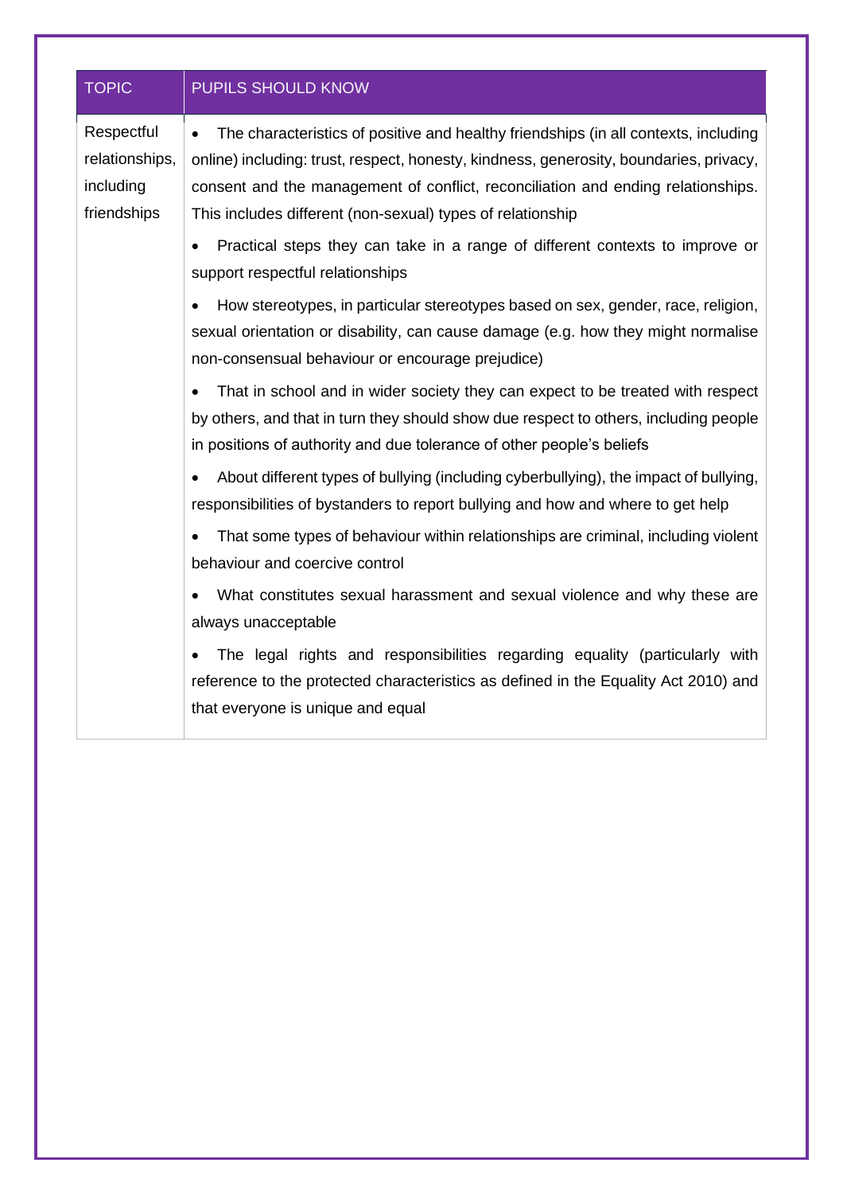| TOPIC | PUPILS SHOULD KNOW |
|---|---|
| Respectful relationships, including friendships | • The characteristics of positive and healthy friendships (in all contexts, including online) including: trust, respect, honesty, kindness, generosity, boundaries, privacy, consent and the management of conflict, reconciliation and ending relationships. This includes different (non-sexual) types of relationship<br><br>• Practical steps they can take in a range of different contexts to improve or support respectful relationships<br><br>• How stereotypes, in particular stereotypes based on sex, gender, race, religion, sexual orientation or disability, can cause damage (e.g. how they might normalise non-consensual behaviour or encourage prejudice)<br><br>• That in school and in wider society they can expect to be treated with respect by others, and that in turn they should show due respect to others, including people in positions of authority and due tolerance of other people's beliefs<br><br>• About different types of bullying (including cyberbullying), the impact of bullying, responsibilities of bystanders to report bullying and how and where to get help<br><br>• That some types of behaviour within relationships are criminal, including violent behaviour and coercive control<br><br>• What constitutes sexual harassment and sexual violence and why these are always unacceptable<br><br>• The legal rights and responsibilities regarding equality (particularly with reference to the protected characteristics as defined in the Equality Act 2010) and that everyone is unique and equal |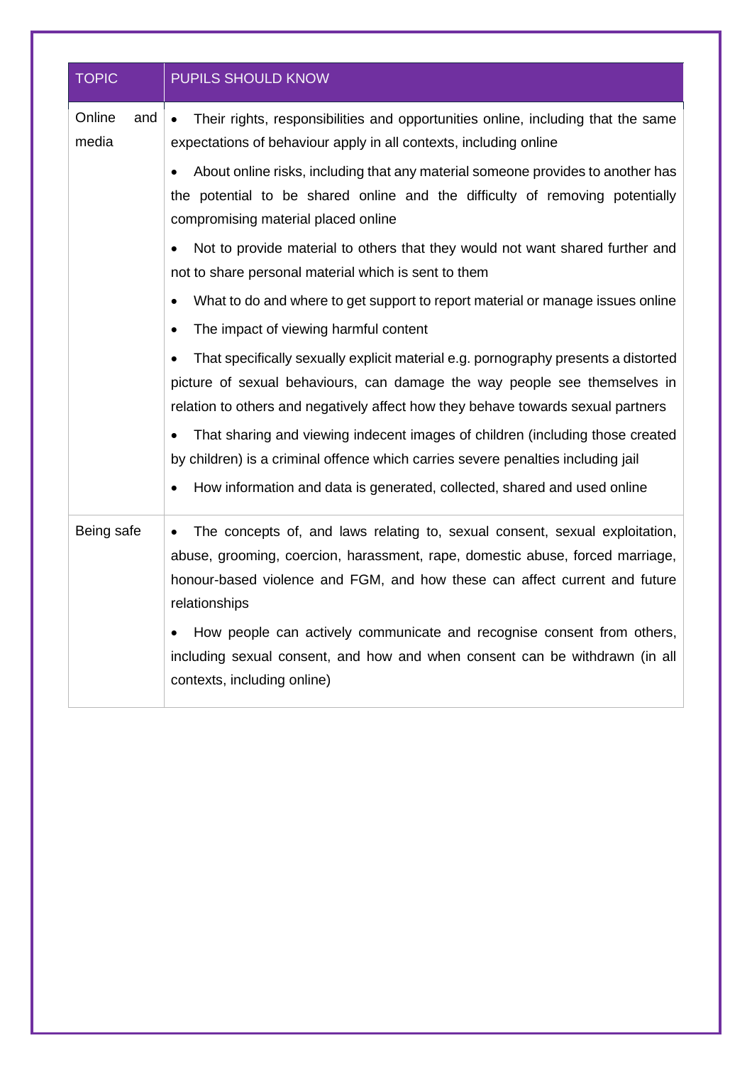| TOPIC | PUPILS SHOULD KNOW |
| --- | --- |
| Online and media | • Their rights, responsibilities and opportunities online, including that the same expectations of behaviour apply in all contexts, including online<br>• About online risks, including that any material someone provides to another has the potential to be shared online and the difficulty of removing potentially compromising material placed online<br>• Not to provide material to others that they would not want shared further and not to share personal material which is sent to them<br>• What to do and where to get support to report material or manage issues online<br>• The impact of viewing harmful content<br>• That specifically sexually explicit material e.g. pornography presents a distorted picture of sexual behaviours, can damage the way people see themselves in relation to others and negatively affect how they behave towards sexual partners<br>• That sharing and viewing indecent images of children (including those created by children) is a criminal offence which carries severe penalties including jail<br>• How information and data is generated, collected, shared and used online |
| Being safe | • The concepts of, and laws relating to, sexual consent, sexual exploitation, abuse, grooming, coercion, harassment, rape, domestic abuse, forced marriage, honour-based violence and FGM, and how these can affect current and future relationships<br>• How people can actively communicate and recognise consent from others, including sexual consent, and how and when consent can be withdrawn (in all contexts, including online) |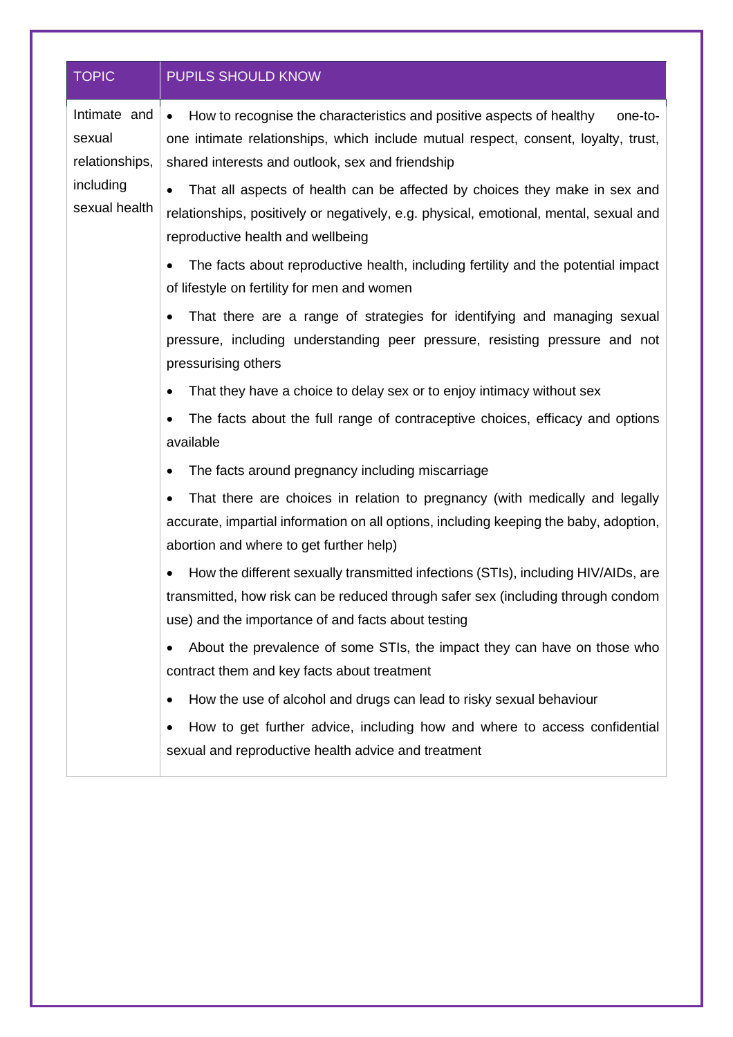| TOPIC | PUPILS SHOULD KNOW |
|---|---|
| Intimate and sexual relationships, including sexual health | • How to recognise the characteristics and positive aspects of healthy one-to-one intimate relationships, which include mutual respect, consent, loyalty, trust, shared interests and outlook, sex and friendship<br>• That all aspects of health can be affected by choices they make in sex and relationships, positively or negatively, e.g. physical, emotional, mental, sexual and reproductive health and wellbeing<br>• The facts about reproductive health, including fertility and the potential impact of lifestyle on fertility for men and women<br>• That there are a range of strategies for identifying and managing sexual pressure, including understanding peer pressure, resisting pressure and not pressurising others<br>• That they have a choice to delay sex or to enjoy intimacy without sex<br>• The facts about the full range of contraceptive choices, efficacy and options available<br>• The facts around pregnancy including miscarriage<br>• That there are choices in relation to pregnancy (with medically and legally accurate, impartial information on all options, including keeping the baby, adoption, abortion and where to get further help)<br>• How the different sexually transmitted infections (STIs), including HIV/AIDs, are transmitted, how risk can be reduced through safer sex (including through condom use) and the importance of and facts about testing<br>• About the prevalence of some STIs, the impact they can have on those who contract them and key facts about treatment<br>• How the use of alcohol and drugs can lead to risky sexual behaviour<br>• How to get further advice, including how and where to access confidential sexual and reproductive health advice and treatment |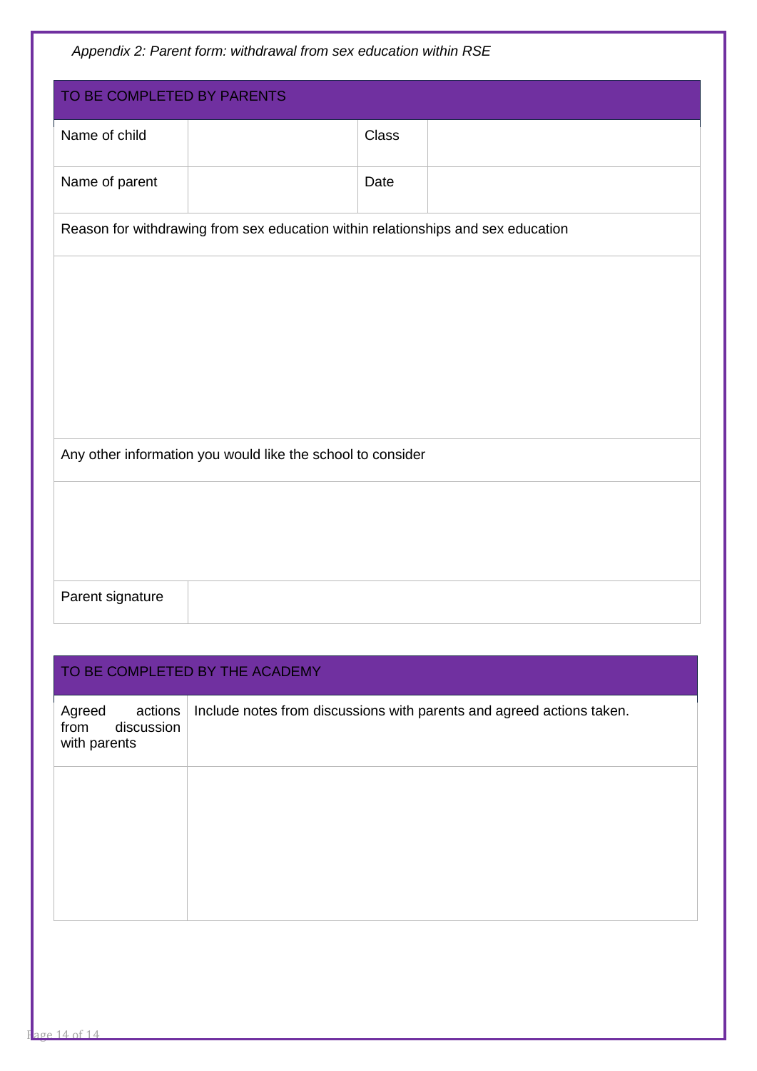*Appendix 2: Parent form: withdrawal from sex education within RSE*

| TO BE COMPLETED BY PARENTS | | | |
|---|---|---|---|
| Name of child | | Class | |
| Name of parent | | Date | |
| Reason for withdrawing from sex education within relationships and sex education | | | |
| | | | |
| Any other information you would like the school to consider | | | |
| | | | |
| Parent signature | | | |

| TO BE COMPLETED BY THE ACADEMY | |
|---|---|
| Agreed actions from discussion with parents | Include notes from discussions with parents and agreed actions taken. |
| | |